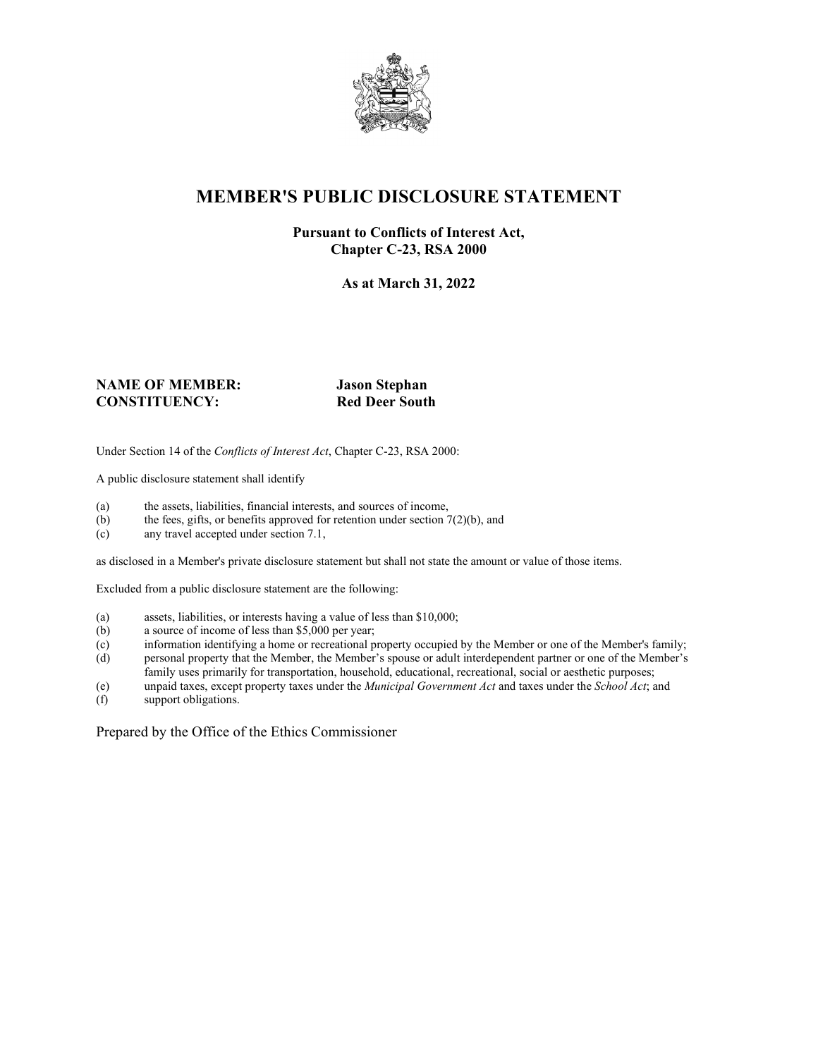# MEMBER'S PUBLIC DISCLOSURE STATEMENT

**Pursuant to Conflicts of Interest Act, Chapter C-23, RSA 2000**

**As at March 31, 2022**

**NAME OF MEMBER:** **Jason Stephan**
**CONSTITUENCY:** **Red Deer South**

Under Section 14 of the *Conflicts of Interest Act*, Chapter C-23, RSA 2000:

A public disclosure statement shall identify

(a) the assets, liabilities, financial interests, and sources of income,
(b) the fees, gifts, or benefits approved for retention under section 7(2)(b), and
(c) any travel accepted under section 7.1,

as disclosed in a Member's private disclosure statement but shall not state the amount or value of those items.

Excluded from a public disclosure statement are the following:

(a) assets, liabilities, or interests having a value of less than $10,000;
(b) a source of income of less than $5,000 per year;
(c) information identifying a home or recreational property occupied by the Member or one of the Member's family;
(d) personal property that the Member, the Member's spouse or adult interdependent partner or one of the Member's family uses primarily for transportation, household, educational, recreational, social or aesthetic purposes;
(e) unpaid taxes, except property taxes under the *Municipal Government Act* and taxes under the *School Act*; and
(f) support obligations.

Prepared by the Office of the Ethics Commissioner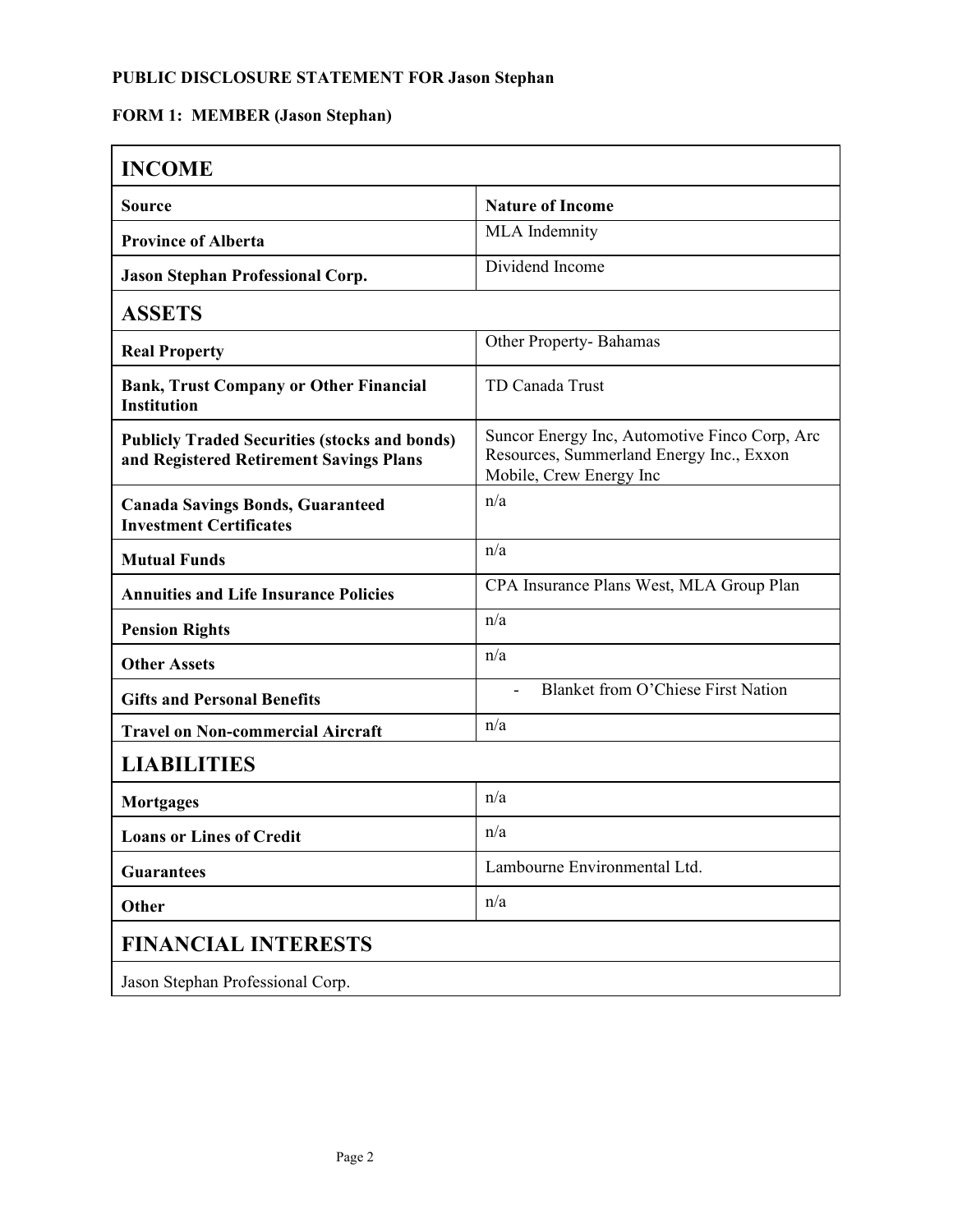**PUBLIC DISCLOSURE STATEMENT FOR Jason Stephan**

**FORM 1: MEMBER (Jason Stephan)**

| **INCOME** | |
|---|---|
| **Source** | **Nature of Income** |
| **Province of Alberta** | MLA Indemnity |
| **Jason Stephan Professional Corp.** | Dividend Income |
| **ASSETS** | |
| **Real Property** | Other Property- Bahamas |
| **Bank, Trust Company or Other Financial Institution** | TD Canada Trust |
| **Publicly Traded Securities (stocks and bonds) and Registered Retirement Savings Plans** | Suncor Energy Inc, Automotive Finco Corp, Arc Resources, Summerland Energy Inc., Exxon Mobile, Crew Energy Inc |
| **Canada Savings Bonds, Guaranteed Investment Certificates** | n/a |
| **Mutual Funds** | n/a |
| **Annuities and Life Insurance Policies** | CPA Insurance Plans West, MLA Group Plan |
| **Pension Rights** | n/a |
| **Other Assets** | n/a |
| **Gifts and Personal Benefits** | - Blanket from O'Chiese First Nation |
| **Travel on Non-commercial Aircraft** | n/a |
| **LIABILITIES** | |
| **Mortgages** | n/a |
| **Loans or Lines of Credit** | n/a |
| **Guarantees** | Lambourne Environmental Ltd. |
| **Other** | n/a |
| **FINANCIAL INTERESTS** | |
| Jason Stephan Professional Corp. | |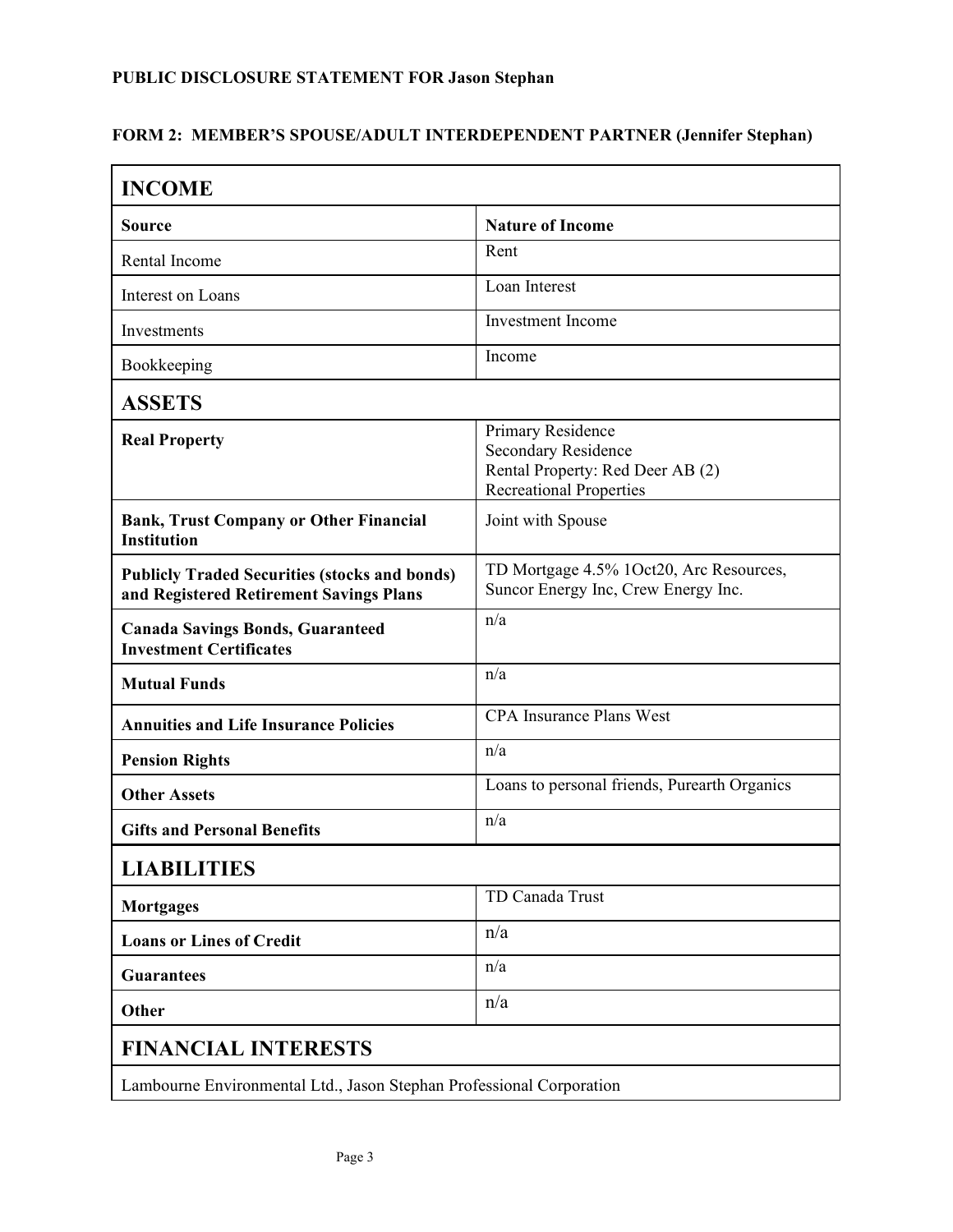**PUBLIC DISCLOSURE STATEMENT FOR Jason Stephan**

**FORM 2: MEMBER'S SPOUSE/ADULT INTERDEPENDENT PARTNER (Jennifer Stephan)**

## INCOME

| Source | Nature of Income |
| --- | --- |
| Rental Income | Rent |
| Interest on Loans | Loan Interest |
| Investments | Investment Income |
| Bookkeeping | Income |

## ASSETS

| | |
| --- | --- |
| **Real Property** | Primary Residence<br>Secondary Residence<br>Rental Property: Red Deer AB (2)<br>Recreational Properties |
| **Bank, Trust Company or Other Financial Institution** | Joint with Spouse |
| **Publicly Traded Securities (stocks and bonds) and Registered Retirement Savings Plans** | TD Mortgage 4.5% 1Oct20, Arc Resources, Suncor Energy Inc, Crew Energy Inc. |
| **Canada Savings Bonds, Guaranteed Investment Certificates** | n/a |
| **Mutual Funds** | n/a |
| **Annuities and Life Insurance Policies** | CPA Insurance Plans West |
| **Pension Rights** | n/a |
| **Other Assets** | Loans to personal friends, Purearth Organics |
| **Gifts and Personal Benefits** | n/a |

## LIABILITIES

| | |
| --- | --- |
| **Mortgages** | TD Canada Trust |
| **Loans or Lines of Credit** | n/a |
| **Guarantees** | n/a |
| **Other** | n/a |

## FINANCIAL INTERESTS

Lambourne Environmental Ltd., Jason Stephan Professional Corporation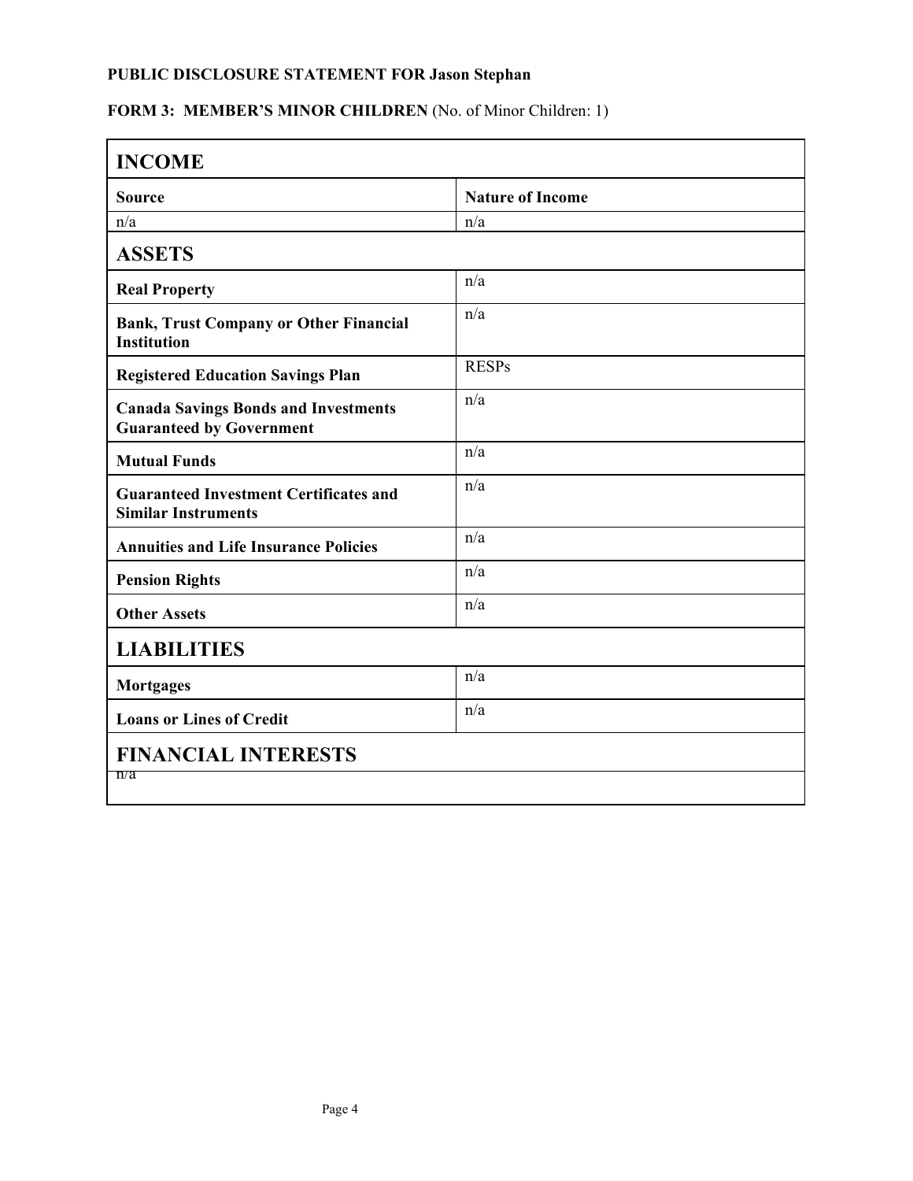**PUBLIC DISCLOSURE STATEMENT FOR Jason Stephan**

**FORM 3: MEMBER'S MINOR CHILDREN** (No. of Minor Children: 1)

## INCOME

| Source | Nature of Income |
|---|---|
| n/a | n/a |

## ASSETS

| | |
|---|---|
| **Real Property** | n/a |
| **Bank, Trust Company or Other Financial Institution** | n/a |
| **Registered Education Savings Plan** | RESPs |
| **Canada Savings Bonds and Investments Guaranteed by Government** | n/a |
| **Mutual Funds** | n/a |
| **Guaranteed Investment Certificates and Similar Instruments** | n/a |
| **Annuities and Life Insurance Policies** | n/a |
| **Pension Rights** | n/a |
| **Other Assets** | n/a |

## LIABILITIES

| | |
|---|---|
| **Mortgages** | n/a |
| **Loans or Lines of Credit** | n/a |

## FINANCIAL INTERESTS

n/a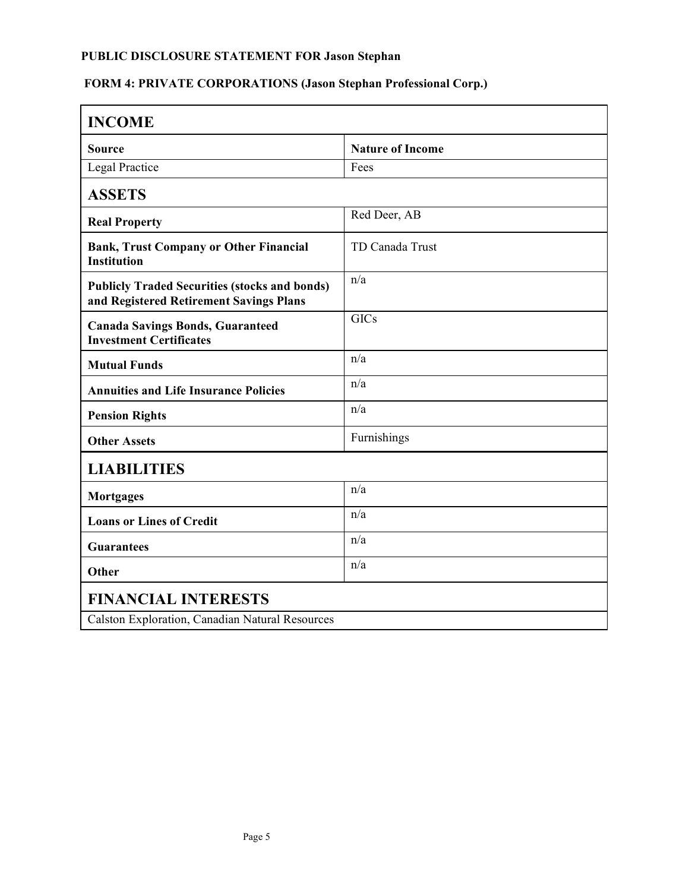**PUBLIC DISCLOSURE STATEMENT FOR Jason Stephan**

**FORM 4: PRIVATE CORPORATIONS (Jason Stephan Professional Corp.)**

## INCOME

| Source | Nature of Income |
|---|---|
| Legal Practice | Fees |

## ASSETS

| | |
|---|---|
| **Real Property** | Red Deer, AB |
| **Bank, Trust Company or Other Financial Institution** | TD Canada Trust |
| **Publicly Traded Securities (stocks and bonds) and Registered Retirement Savings Plans** | n/a |
| **Canada Savings Bonds, Guaranteed Investment Certificates** | GICs |
| **Mutual Funds** | n/a |
| **Annuities and Life Insurance Policies** | n/a |
| **Pension Rights** | n/a |
| **Other Assets** | Furnishings |

## LIABILITIES

| | |
|---|---|
| **Mortgages** | n/a |
| **Loans or Lines of Credit** | n/a |
| **Guarantees** | n/a |
| **Other** | n/a |

## FINANCIAL INTERESTS

Calston Exploration, Canadian Natural Resources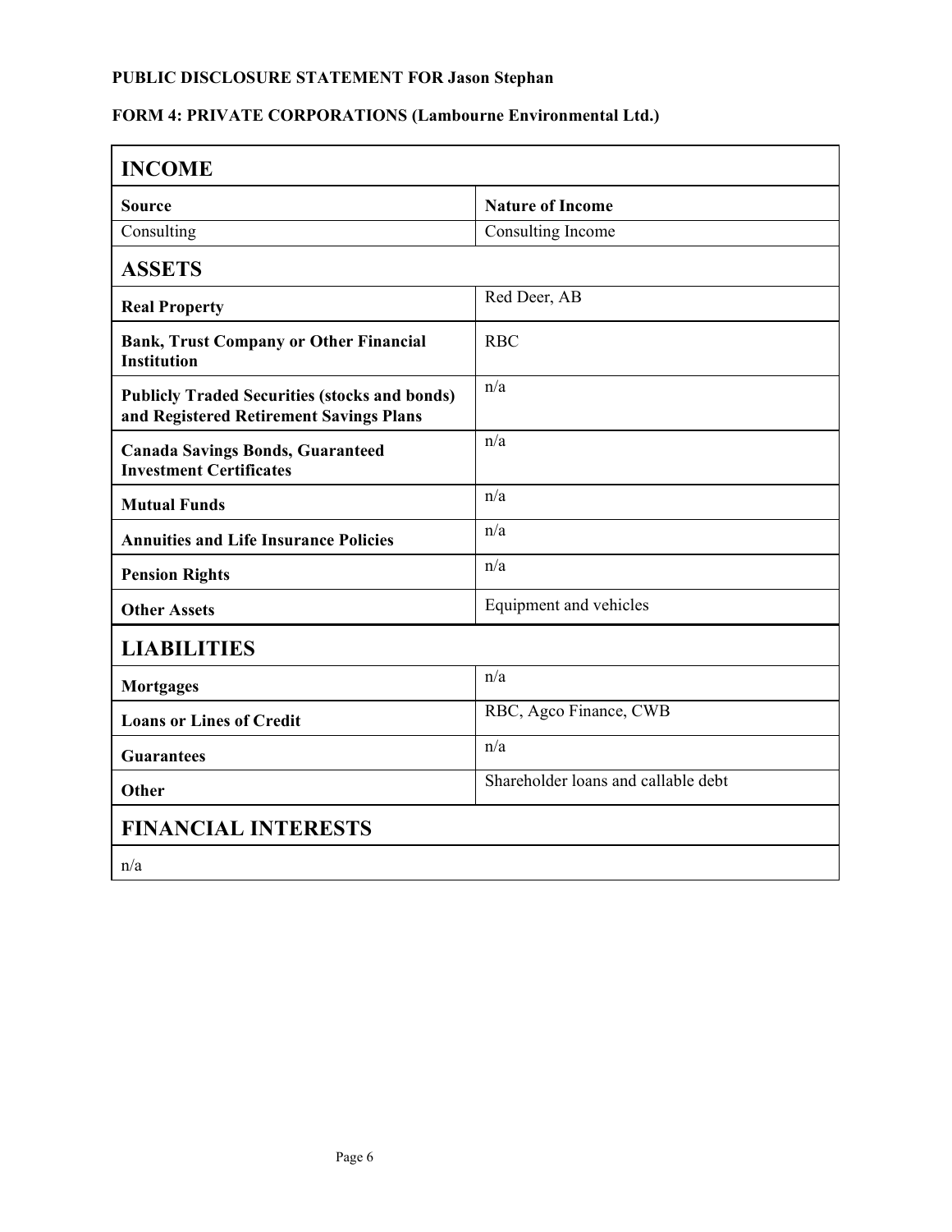**PUBLIC DISCLOSURE STATEMENT FOR Jason Stephan**

**FORM 4: PRIVATE CORPORATIONS (Lambourne Environmental Ltd.)**

| **INCOME** | |
|---|---|
| **Source** | **Nature of Income** |
| Consulting | Consulting Income |
| **ASSETS** | |
| **Real Property** | Red Deer, AB |
| **Bank, Trust Company or Other Financial Institution** | RBC |
| **Publicly Traded Securities (stocks and bonds) and Registered Retirement Savings Plans** | n/a |
| **Canada Savings Bonds, Guaranteed Investment Certificates** | n/a |
| **Mutual Funds** | n/a |
| **Annuities and Life Insurance Policies** | n/a |
| **Pension Rights** | n/a |
| **Other Assets** | Equipment and vehicles |
| **LIABILITIES** | |
| **Mortgages** | n/a |
| **Loans or Lines of Credit** | RBC, Agco Finance, CWB |
| **Guarantees** | n/a |
| **Other** | Shareholder loans and callable debt |
| **FINANCIAL INTERESTS** | |
| n/a | |